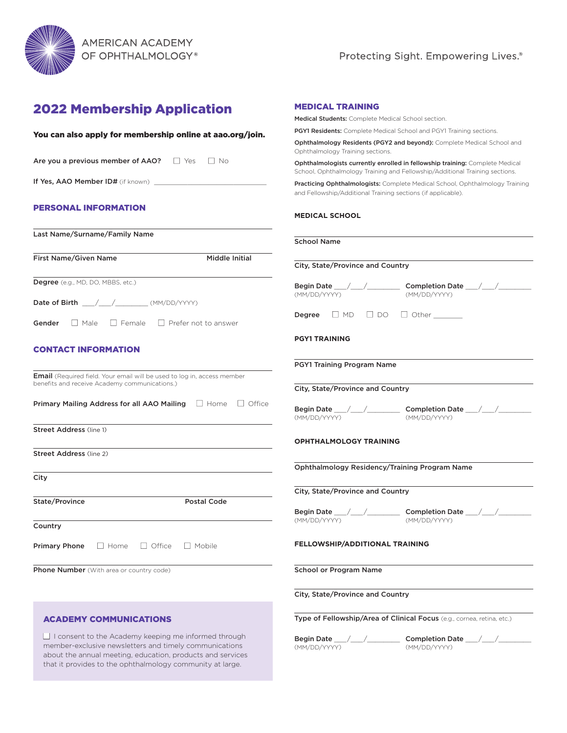AMERICAN ACADEMY OF OPHTHALMOLOGY®

Protecting Sight. Empowering Lives.®

# 2022 Membership Application

**You can also apply for membership online at aao.org/join.**

Are you a previous member of AAO? ☐ Yes ☐ No

If Yes, AAO Member ID# (if known) ____________________________

## PERSONAL INFORMATION

Last Name/Surname/Family Name

First Name/Given Name | Middle Initial

Degree (e.g., MD, DO, MBBS, etc.)

Date of Birth ___/___/________ (MM/DD/YYYY)

Gender ☐ Male ☐ Female ☐ Prefer not to answer

## CONTACT INFORMATION

**Email** (Required field. Your email will be used to log in, access member benefits and receive Academy communications.)

Primary Mailing Address for all AAO Mailing ☐ Home ☐ Office

Street Address (line 1)

Street Address (line 2)

City

State/Province | Postal Code

Country

Primary Phone ☐ Home ☐ Office ☐ Mobile

Phone Number (With area or country code)

## ACADEMY COMMUNICATIONS

☐ I consent to the Academy keeping me informed through member-exclusive newsletters and timely communications about the annual meeting, education, products and services that it provides to the ophthalmology community at large.

## MEDICAL TRAINING

**Medical Students:** Complete Medical School section.

**PGY1 Residents:** Complete Medical School and PGY1 Training sections.

**Ophthalmology Residents (PGY2 and beyond):** Complete Medical School and Ophthalmology Training sections.

**Ophthalmologists currently enrolled in fellowship training:** Complete Medical School, Ophthalmology Training and Fellowship/Additional Training sections.

**Practicing Ophthalmologists:** Complete Medical School, Ophthalmology Training and Fellowship/Additional Training sections (if applicable).

### MEDICAL SCHOOL

School Name

City, State/Province and Country

Begin Date ___/___/________ (MM/DD/YYYY) Completion Date ___/___/________ (MM/DD/YYYY)

Degree ☐ MD ☐ DO ☐ Other ________

### PGY1 TRAINING

PGY1 Training Program Name

City, State/Province and Country

Begin Date ___/___/________ (MM/DD/YYYY) Completion Date ___/___/________ (MM/DD/YYYY)

### OPHTHALMOLOGY TRAINING

Ophthalmology Residency/Training Program Name

City, State/Province and Country

Begin Date ___/___/________ (MM/DD/YYYY) Completion Date ___/___/________ (MM/DD/YYYY)

### FELLOWSHIP/ADDITIONAL TRAINING

School or Program Name

City, State/Province and Country

Type of Fellowship/Area of Clinical Focus (e.g., cornea, retina, etc.)

Begin Date ___/___/________ (MM/DD/YYYY) Completion Date ___/___/________ (MM/DD/YYYY)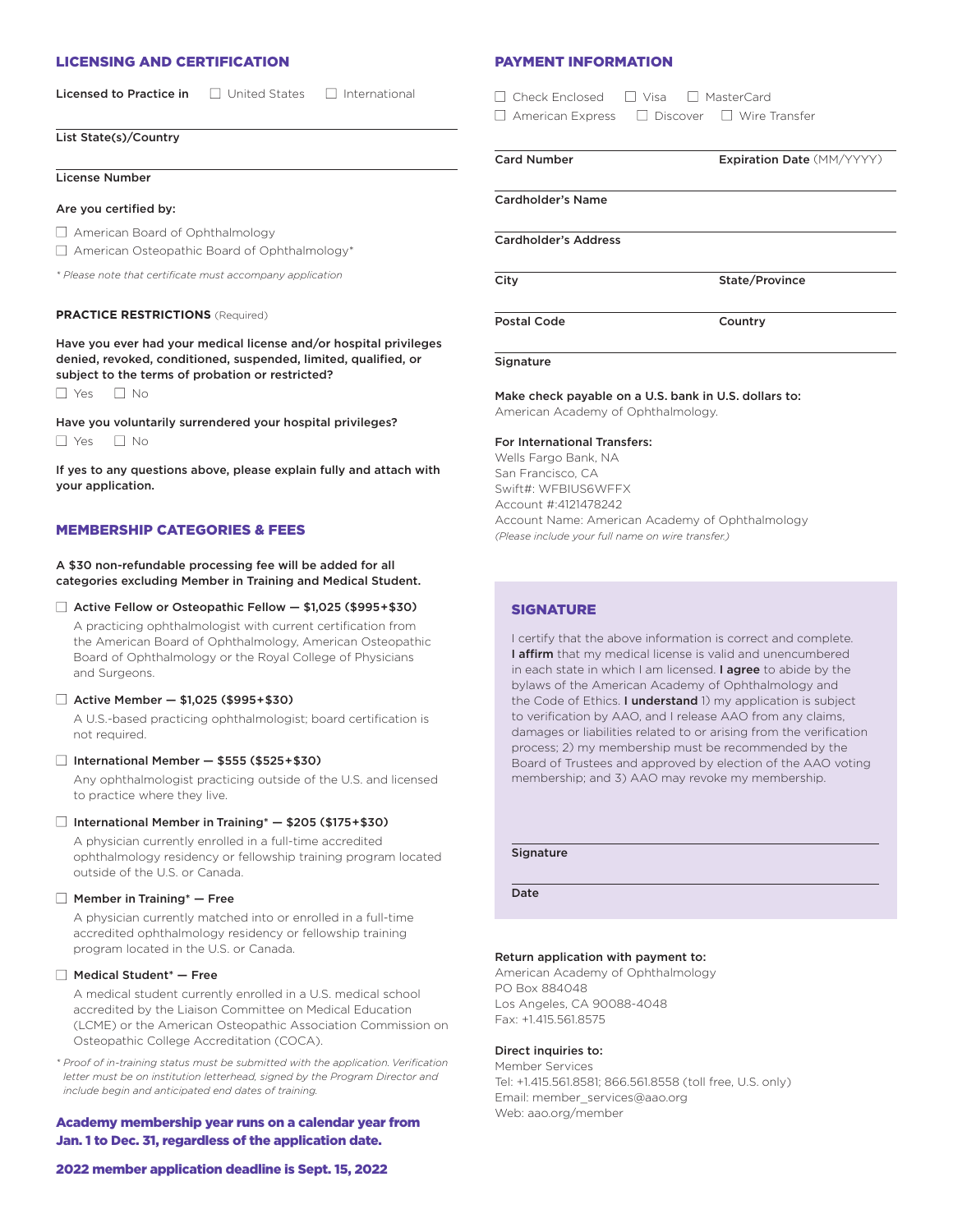## LICENSING AND CERTIFICATION

**Licensed to Practice in** ☐ United States ☐ International

**List State(s)/Country**

**License Number**

**Are you certified by:**

☐ American Board of Ophthalmology
☐ American Osteopathic Board of Ophthalmology*

*\* Please note that certificate must accompany application*

**PRACTICE RESTRICTIONS** (Required)

**Have you ever had your medical license and/or hospital privileges denied, revoked, conditioned, suspended, limited, qualified, or subject to the terms of probation or restricted?**

☐ Yes ☐ No

**Have you voluntarily surrendered your hospital privileges?**

☐ Yes ☐ No

**If yes to any questions above, please explain fully and attach with your application.**

## MEMBERSHIP CATEGORIES & FEES

**A $30 non-refundable processing fee will be added for all categories excluding Member in Training and Medical Student.**

☐ **Active Fellow or Osteopathic Fellow — $1,025 ($995+$30)**
A practicing ophthalmologist with current certification from the American Board of Ophthalmology, American Osteopathic Board of Ophthalmology or the Royal College of Physicians and Surgeons.

☐ **Active Member — $1,025 ($995+$30)**
A U.S.-based practicing ophthalmologist; board certification is not required.

☐ **International Member — $555 ($525+$30)**
Any ophthalmologist practicing outside of the U.S. and licensed to practice where they live.

☐ **International Member in Training* — $205 ($175+$30)**
A physician currently enrolled in a full-time accredited ophthalmology residency or fellowship training program located outside of the U.S. or Canada.

☐ **Member in Training* — Free**
A physician currently matched into or enrolled in a full-time accredited ophthalmology residency or fellowship training program located in the U.S. or Canada.

☐ **Medical Student* — Free**
A medical student currently enrolled in a U.S. medical school accredited by the Liaison Committee on Medical Education (LCME) or the American Osteopathic Association Commission on Osteopathic College Accreditation (COCA).

*\* Proof of in-training status must be submitted with the application. Verification letter must be on institution letterhead, signed by the Program Director and include begin and anticipated end dates of training.*

**Academy membership year runs on a calendar year from Jan. 1 to Dec. 31, regardless of the application date.**

**2022 member application deadline is Sept. 15, 2022**

## PAYMENT INFORMATION

☐ Check Enclosed ☐ Visa ☐ MasterCard
☐ American Express ☐ Discover ☐ Wire Transfer

**Card Number** **Expiration Date** (MM/YYYY)

**Cardholder's Name**

**Cardholder's Address**

**City** **State/Province**

**Postal Code** **Country**

**Signature**

**Make check payable on a U.S. bank in U.S. dollars to:**
American Academy of Ophthalmology.

**For International Transfers:**
Wells Fargo Bank, NA
San Francisco, CA
Swift#: WFBIUS6WFFX
Account #:4121478242
Account Name: American Academy of Ophthalmology
*(Please include your full name on wire transfer.)*

## SIGNATURE

I certify that the above information is correct and complete. **I affirm** that my medical license is valid and unencumbered in each state in which I am licensed. **I agree** to abide by the bylaws of the American Academy of Ophthalmology and the Code of Ethics. **I understand** 1) my application is subject to verification by AAO, and I release AAO from any claims, damages or liabilities related to or arising from the verification process; 2) my membership must be recommended by the Board of Trustees and approved by election of the AAO voting membership; and 3) AAO may revoke my membership.

**Signature**

**Date**

**Return application with payment to:**
American Academy of Ophthalmology
PO Box 884048
Los Angeles, CA 90088-4048
Fax: +1.415.561.8575

**Direct inquiries to:**
Member Services
Tel: +1.415.561.8581; 866.561.8558 (toll free, U.S. only)
Email: member_services@aao.org
Web: aao.org/member